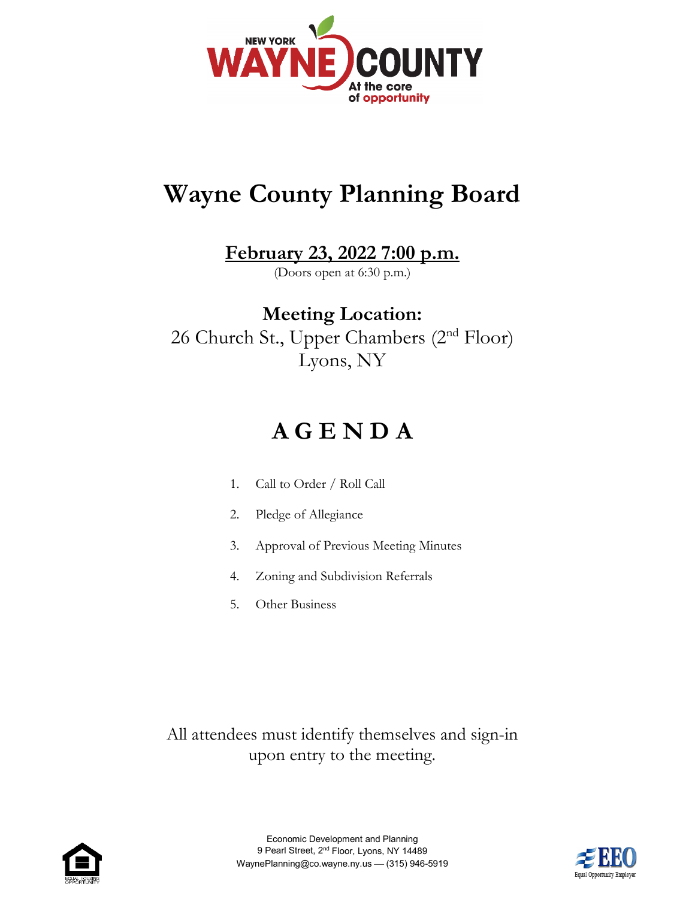# Wayne County Planning Board

**February 23, 2022 7:00 p.m.**

(Doors open at 6:30 p.m.)

**Meeting Location:**

26 Church St., Upper Chambers (2nd Floor)
Lyons, NY

## A G E N D A

1. Call to Order / Roll Call
2. Pledge of Allegiance
3. Approval of Previous Meeting Minutes
4. Zoning and Subdivision Referrals
5. Other Business

All attendees must identify themselves and sign-in upon entry to the meeting.

Economic Development and Planning
9 Pearl Street, 2nd Floor, Lyons, NY 14489
WaynePlanning@co.wayne.ny.us — (315) 946-5919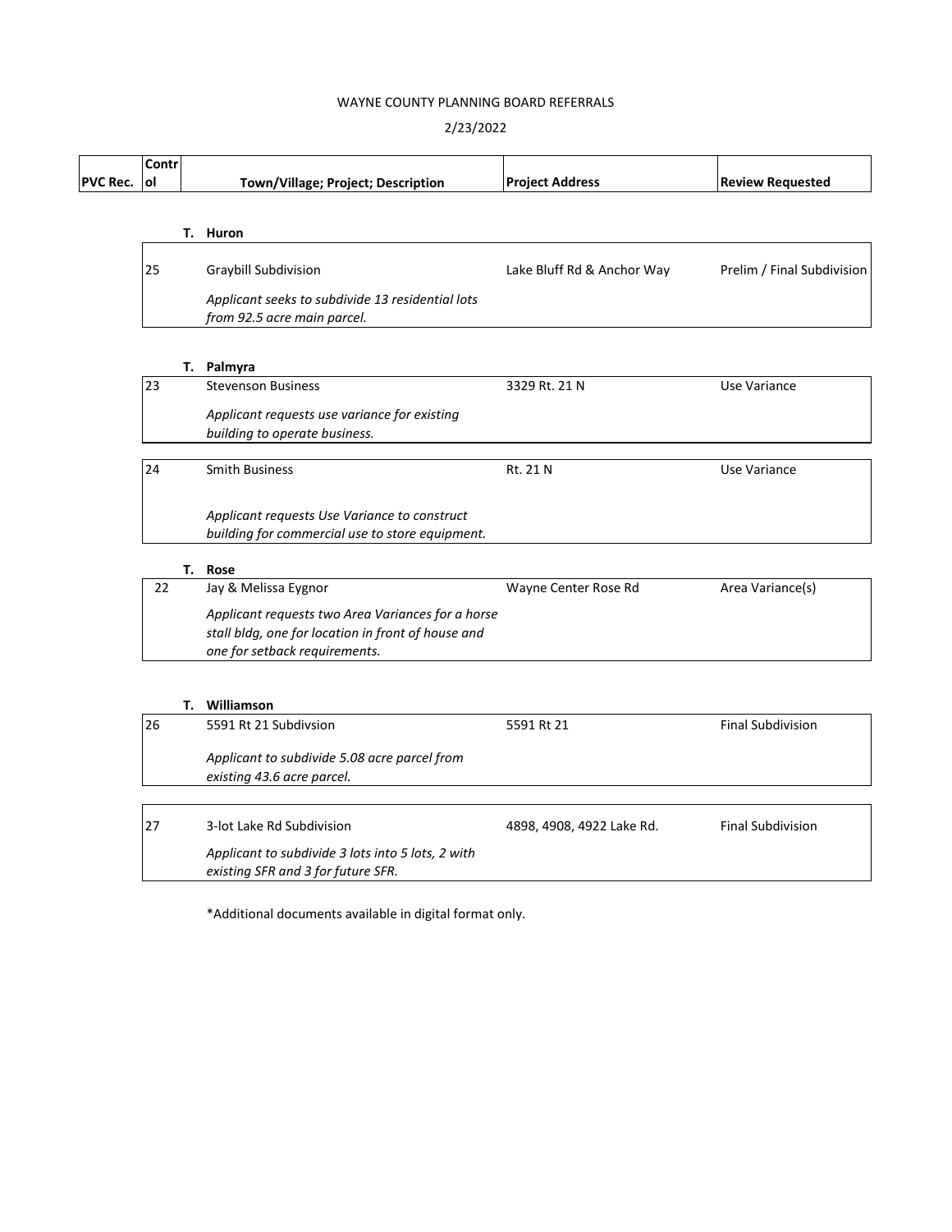WAYNE COUNTY PLANNING BOARD REFERRALS

2/23/2022

| PVC Rec. | Control | Town/Village; Project; Description | Project Address | Review Requested |
|---|---|---|---|---|
| | | **T. Huron** | | |
| | 25 | Graybill Subdivision<br>*Applicant seeks to subdivide 13 residential lots from 92.5 acre main parcel.* | Lake Bluff Rd & Anchor Way | Prelim / Final Subdivision |
| | | **T. Palmyra** | | |
| | 23 | Stevenson Business<br>*Applicant requests use variance for existing building to operate business.* | 3329 Rt. 21 N | Use Variance |
| | 24 | Smith Business<br>*Applicant requests Use Variance to construct building for commercial use to store equipment.* | Rt. 21 N | Use Variance |
| | | **T. Rose** | | |
| | 22 | Jay & Melissa Eygnor<br>*Applicant requests two Area Variances for a horse stall bldg, one for location in front of house and one for setback requirements.* | Wayne Center Rose Rd | Area Variance(s) |
| | | **T. Williamson** | | |
| | 26 | 5591 Rt 21 Subdivsion<br>*Applicant to subdivide 5.08 acre parcel from existing 43.6 acre parcel.* | 5591 Rt 21 | Final Subdivision |
| | 27 | 3-lot Lake Rd Subdivision<br>*Applicant to subdivide 3 lots into 5 lots, 2 with existing SFR and 3 for future SFR.* | 4898, 4908, 4922 Lake Rd. | Final Subdivision |

*Additional documents available in digital format only.